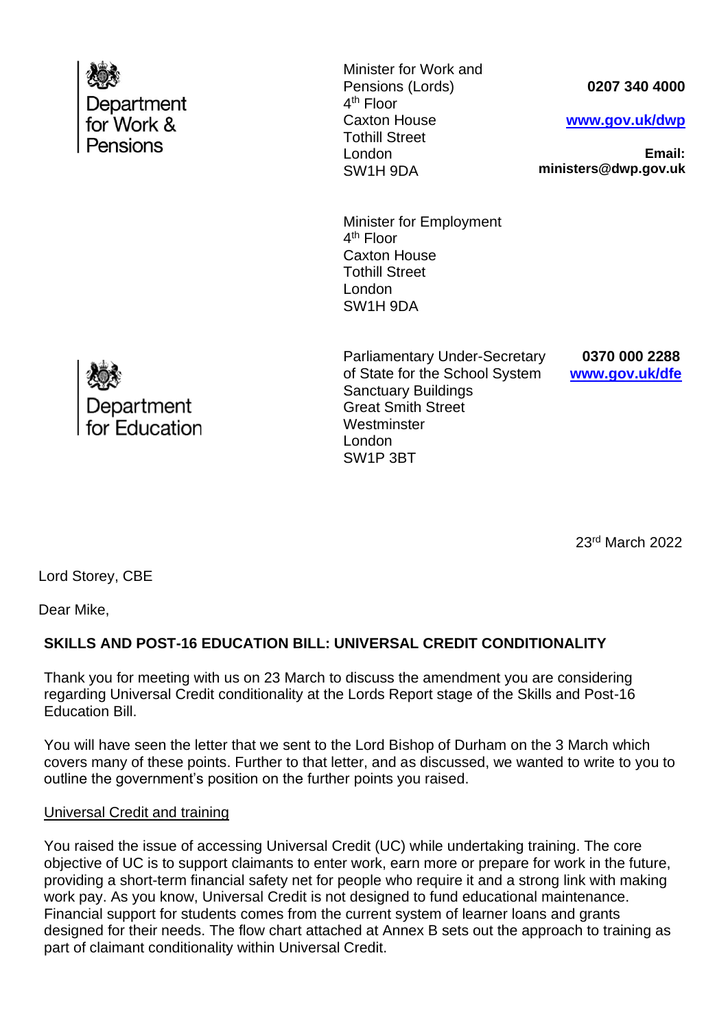Department for Work & Pensions

Minister for Work and Pensions (Lords)
4th Floor
Caxton House
Tothill Street
London
SW1H 9DA

**0207 340 4000**

**www.gov.uk/dwp**

**Email: ministers@dwp.gov.uk**

Minister for Employment
4th Floor
Caxton House
Tothill Street
London
SW1H 9DA

Department for Education

Parliamentary Under-Secretary of State for the School System
Sanctuary Buildings
Great Smith Street
Westminster
London
SW1P 3BT

**0370 000 2288**
**www.gov.uk/dfe**

23rd March 2022

Lord Storey, CBE

Dear Mike,

**SKILLS AND POST-16 EDUCATION BILL: UNIVERSAL CREDIT CONDITIONALITY**

Thank you for meeting with us on 23 March to discuss the amendment you are considering regarding Universal Credit conditionality at the Lords Report stage of the Skills and Post-16 Education Bill.

You will have seen the letter that we sent to the Lord Bishop of Durham on the 3 March which covers many of these points. Further to that letter, and as discussed, we wanted to write to you to outline the government's position on the further points you raised.

Universal Credit and training

You raised the issue of accessing Universal Credit (UC) while undertaking training. The core objective of UC is to support claimants to enter work, earn more or prepare for work in the future, providing a short-term financial safety net for people who require it and a strong link with making work pay. As you know, Universal Credit is not designed to fund educational maintenance. Financial support for students comes from the current system of learner loans and grants designed for their needs. The flow chart attached at Annex B sets out the approach to training as part of claimant conditionality within Universal Credit.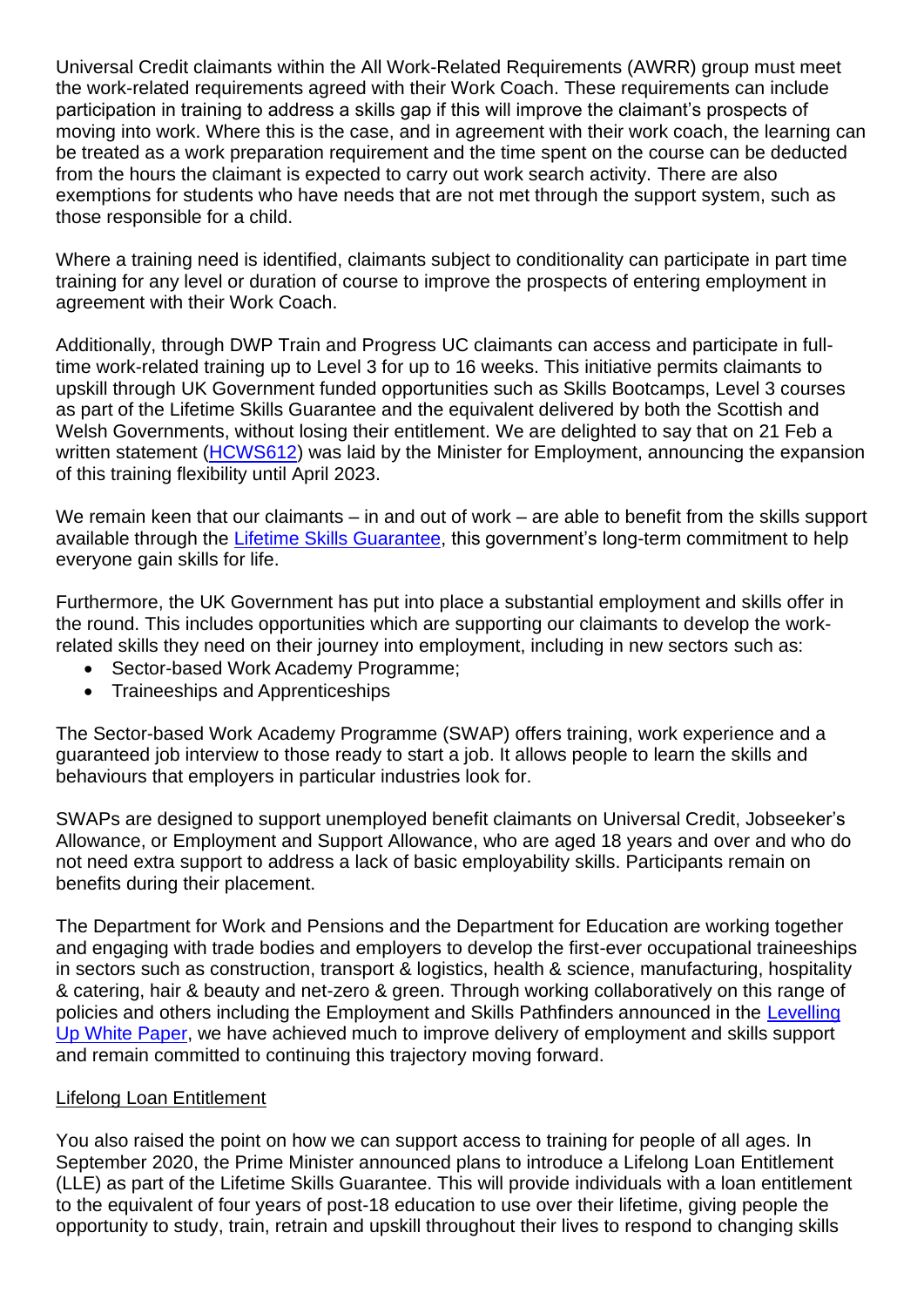Universal Credit claimants within the All Work-Related Requirements (AWRR) group must meet the work-related requirements agreed with their Work Coach. These requirements can include participation in training to address a skills gap if this will improve the claimant's prospects of moving into work. Where this is the case, and in agreement with their work coach, the learning can be treated as a work preparation requirement and the time spent on the course can be deducted from the hours the claimant is expected to carry out work search activity. There are also exemptions for students who have needs that are not met through the support system, such as those responsible for a child.

Where a training need is identified, claimants subject to conditionality can participate in part time training for any level or duration of course to improve the prospects of entering employment in agreement with their Work Coach.

Additionally, through DWP Train and Progress UC claimants can access and participate in full-time work-related training up to Level 3 for up to 16 weeks. This initiative permits claimants to upskill through UK Government funded opportunities such as Skills Bootcamps, Level 3 courses as part of the Lifetime Skills Guarantee and the equivalent delivered by both the Scottish and Welsh Governments, without losing their entitlement. We are delighted to say that on 21 Feb a written statement ([HCWS612]()) was laid by the Minister for Employment, announcing the expansion of this training flexibility until April 2023.

We remain keen that our claimants – in and out of work – are able to benefit from the skills support available through the [Lifetime Skills Guarantee](), this government's long-term commitment to help everyone gain skills for life.

Furthermore, the UK Government has put into place a substantial employment and skills offer in the round. This includes opportunities which are supporting our claimants to develop the work-related skills they need on their journey into employment, including in new sectors such as:

- Sector-based Work Academy Programme;
- Traineeships and Apprenticeships

The Sector-based Work Academy Programme (SWAP) offers training, work experience and a guaranteed job interview to those ready to start a job. It allows people to learn the skills and behaviours that employers in particular industries look for.

SWAPs are designed to support unemployed benefit claimants on Universal Credit, Jobseeker's Allowance, or Employment and Support Allowance, who are aged 18 years and over and who do not need extra support to address a lack of basic employability skills. Participants remain on benefits during their placement.

The Department for Work and Pensions and the Department for Education are working together and engaging with trade bodies and employers to develop the first-ever occupational traineeships in sectors such as construction, transport & logistics, health & science, manufacturing, hospitality & catering, hair & beauty and net-zero & green. Through working collaboratively on this range of policies and others including the Employment and Skills Pathfinders announced in the [Levelling Up White Paper](), we have achieved much to improve delivery of employment and skills support and remain committed to continuing this trajectory moving forward.

<u>Lifelong Loan Entitlement</u>

You also raised the point on how we can support access to training for people of all ages. In September 2020, the Prime Minister announced plans to introduce a Lifelong Loan Entitlement (LLE) as part of the Lifetime Skills Guarantee. This will provide individuals with a loan entitlement to the equivalent of four years of post-18 education to use over their lifetime, giving people the opportunity to study, train, retrain and upskill throughout their lives to respond to changing skills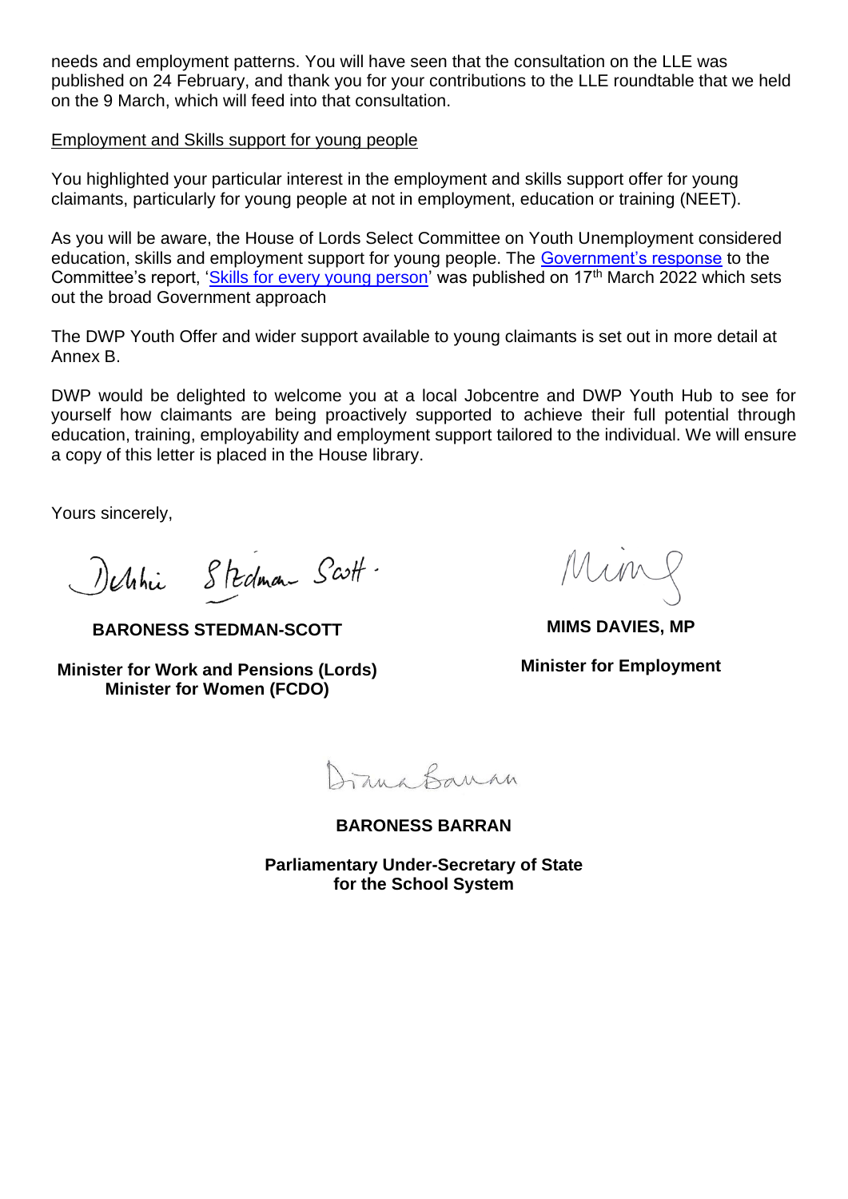needs and employment patterns. You will have seen that the consultation on the LLE was published on 24 February, and thank you for your contributions to the LLE roundtable that we held on the 9 March, which will feed into that consultation.

Employment and Skills support for young people

You highlighted your particular interest in the employment and skills support offer for young claimants, particularly for young people at not in employment, education or training (NEET).

As you will be aware, the House of Lords Select Committee on Youth Unemployment considered education, skills and employment support for young people. The Government's response to the Committee's report, 'Skills for every young person' was published on 17th March 2022 which sets out the broad Government approach

The DWP Youth Offer and wider support available to young claimants is set out in more detail at Annex B.

DWP would be delighted to welcome you at a local Jobcentre and DWP Youth Hub to see for yourself how claimants are being proactively supported to achieve their full potential through education, training, employability and employment support tailored to the individual. We will ensure a copy of this letter is placed in the House library.

Yours sincerely,

Debbie Stedman Scott

**BARONESS STEDMAN-SCOTT**

**Minister for Work and Pensions (Lords)**
**Minister for Women (FCDO)**

Mims

**MIMS DAVIES, MP**

**Minister for Employment**

Diana Barran

**BARONESS BARRAN**

**Parliamentary Under-Secretary of State for the School System**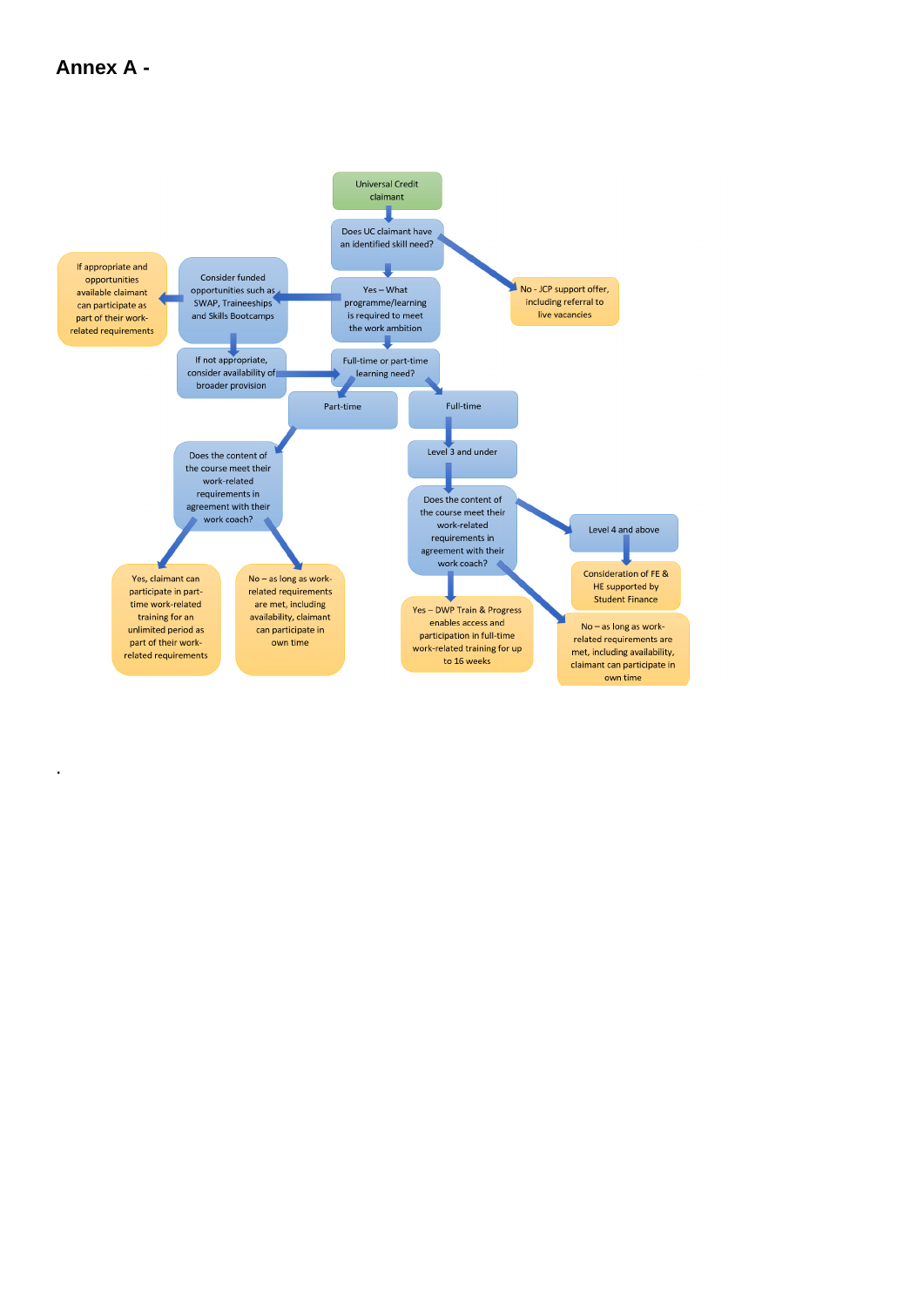# Annex A -

Universal Credit claimant

Does UC claimant have an identified skill need?

No - JCP support offer, including referral to live vacancies

Yes – What programme/learning is required to meet the work ambition

Consider funded opportunities such as SWAP, Traineeships and Skills Bootcamps

If appropriate and opportunities available claimant can participate as part of their work-related requirements

If not appropriate, consider availability of broader provision

Full-time or part-time learning need?

Part-time

Does the content of the course meet their work-related requirements in agreement with their work coach?

Yes, claimant can participate in part-time work-related training for an unlimited period as part of their work-related requirements

No – as long as work-related requirements are met, including availability, claimant can participate in own time

Full-time

Level 3 and under

Does the content of the course meet their work-related requirements in agreement with their work coach?

Yes – DWP Train & Progress enables access and participation in full-time work-related training for up to 16 weeks

No – as long as work-related requirements are met, including availability, claimant can participate in own time

Level 4 and above

Consideration of FE & HE supported by Student Finance

.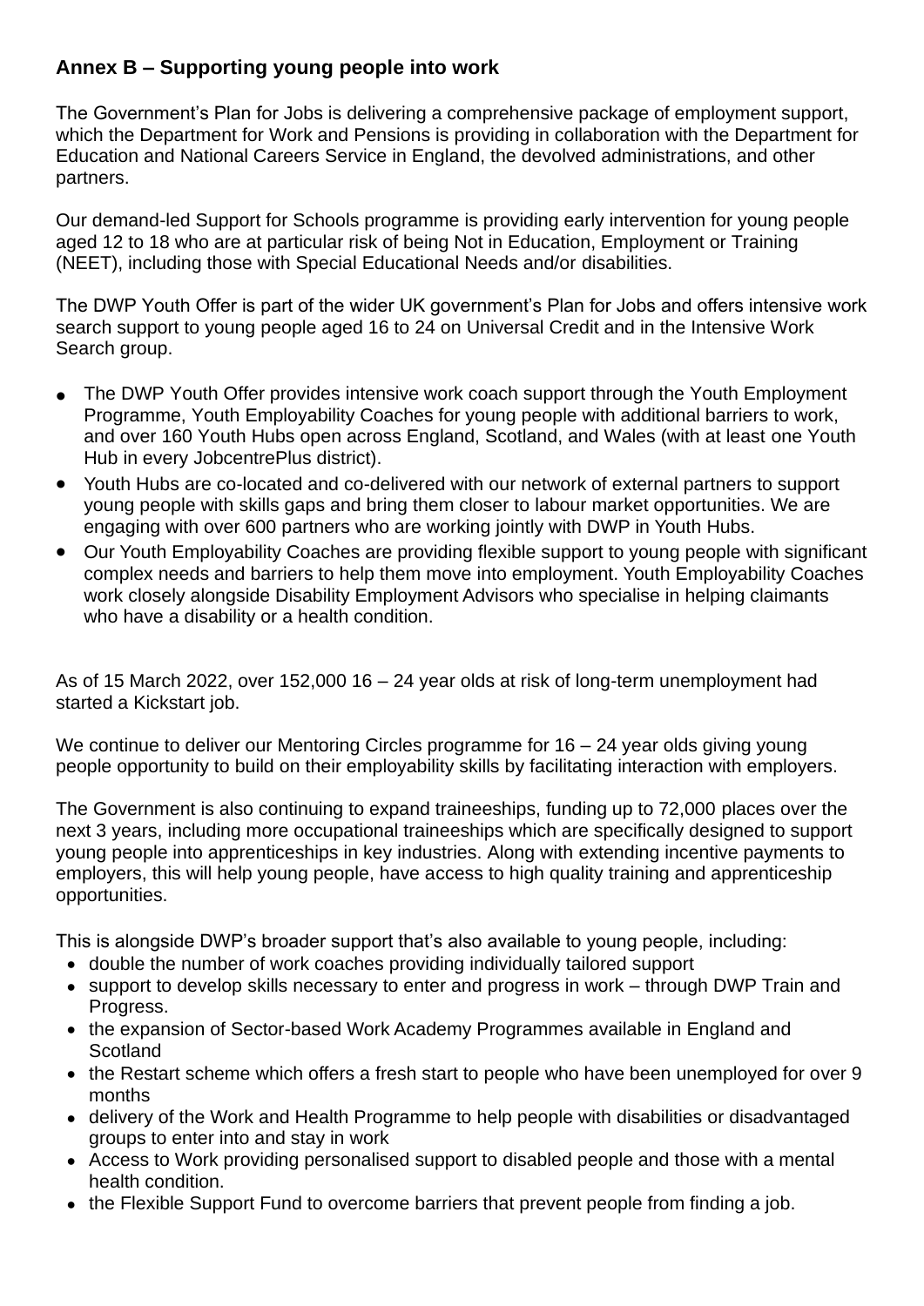**Annex B – Supporting young people into work**

The Government's Plan for Jobs is delivering a comprehensive package of employment support, which the Department for Work and Pensions is providing in collaboration with the Department for Education and National Careers Service in England, the devolved administrations, and other partners.

Our demand-led Support for Schools programme is providing early intervention for young people aged 12 to 18 who are at particular risk of being Not in Education, Employment or Training (NEET), including those with Special Educational Needs and/or disabilities.

The DWP Youth Offer is part of the wider UK government's Plan for Jobs and offers intensive work search support to young people aged 16 to 24 on Universal Credit and in the Intensive Work Search group.

- The DWP Youth Offer provides intensive work coach support through the Youth Employment Programme, Youth Employability Coaches for young people with additional barriers to work, and over 160 Youth Hubs open across England, Scotland, and Wales (with at least one Youth Hub in every JobcentrePlus district).
- Youth Hubs are co-located and co-delivered with our network of external partners to support young people with skills gaps and bring them closer to labour market opportunities. We are engaging with over 600 partners who are working jointly with DWP in Youth Hubs.
- Our Youth Employability Coaches are providing flexible support to young people with significant complex needs and barriers to help them move into employment. Youth Employability Coaches work closely alongside Disability Employment Advisors who specialise in helping claimants who have a disability or a health condition.

As of 15 March 2022, over 152,000 16 – 24 year olds at risk of long-term unemployment had started a Kickstart job.

We continue to deliver our Mentoring Circles programme for 16 – 24 year olds giving young people opportunity to build on their employability skills by facilitating interaction with employers.

The Government is also continuing to expand traineeships, funding up to 72,000 places over the next 3 years, including more occupational traineeships which are specifically designed to support young people into apprenticeships in key industries. Along with extending incentive payments to employers, this will help young people, have access to high quality training and apprenticeship opportunities.

This is alongside DWP's broader support that's also available to young people, including:

- double the number of work coaches providing individually tailored support
- support to develop skills necessary to enter and progress in work – through DWP Train and Progress.
- the expansion of Sector-based Work Academy Programmes available in England and Scotland
- the Restart scheme which offers a fresh start to people who have been unemployed for over 9 months
- delivery of the Work and Health Programme to help people with disabilities or disadvantaged groups to enter into and stay in work
- Access to Work providing personalised support to disabled people and those with a mental health condition.
- the Flexible Support Fund to overcome barriers that prevent people from finding a job.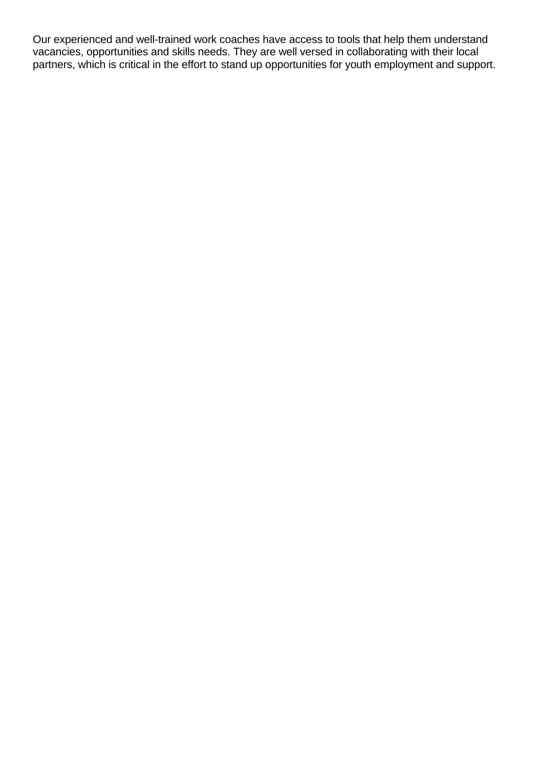Our experienced and well-trained work coaches have access to tools that help them understand vacancies, opportunities and skills needs. They are well versed in collaborating with their local partners, which is critical in the effort to stand up opportunities for youth employment and support.